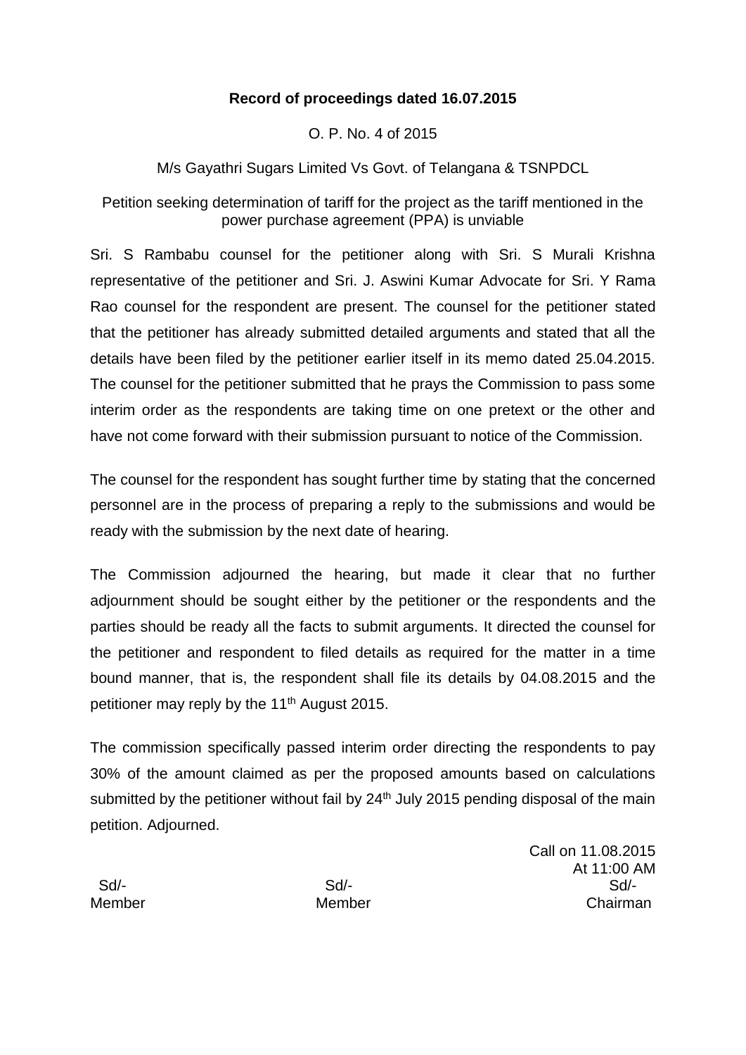**Record of proceedings dated 16.07.2015**

O. P. No. 4 of 2015

M/s Gayathri Sugars Limited Vs Govt. of Telangana & TSNPDCL

Petition seeking determination of tariff for the project as the tariff mentioned in the power purchase agreement (PPA) is unviable

Sri. S Rambabu counsel for the petitioner along with Sri. S Murali Krishna representative of the petitioner and Sri. J. Aswini Kumar Advocate for Sri. Y Rama Rao counsel for the respondent are present. The counsel for the petitioner stated that the petitioner has already submitted detailed arguments and stated that all the details have been filed by the petitioner earlier itself in its memo dated 25.04.2015. The counsel for the petitioner submitted that he prays the Commission to pass some interim order as the respondents are taking time on one pretext or the other and have not come forward with their submission pursuant to notice of the Commission.

The counsel for the respondent has sought further time by stating that the concerned personnel are in the process of preparing a reply to the submissions and would be ready with the submission by the next date of hearing.

The Commission adjourned the hearing, but made it clear that no further adjournment should be sought either by the petitioner or the respondents and the parties should be ready all the facts to submit arguments. It directed the counsel for the petitioner and respondent to filed details as required for the matter in a time bound manner, that is, the respondent shall file its details by 04.08.2015 and the petitioner may reply by the 11th August 2015.

The commission specifically passed interim order directing the respondents to pay 30% of the amount claimed as per the proposed amounts based on calculations submitted by the petitioner without fail by 24th July 2015 pending disposal of the main petition. Adjourned.

Call on 11.08.2015
At 11:00 AM

| Sd/- | Sd/- | Sd/- |
|---|---|---|
| Member | Member | Chairman |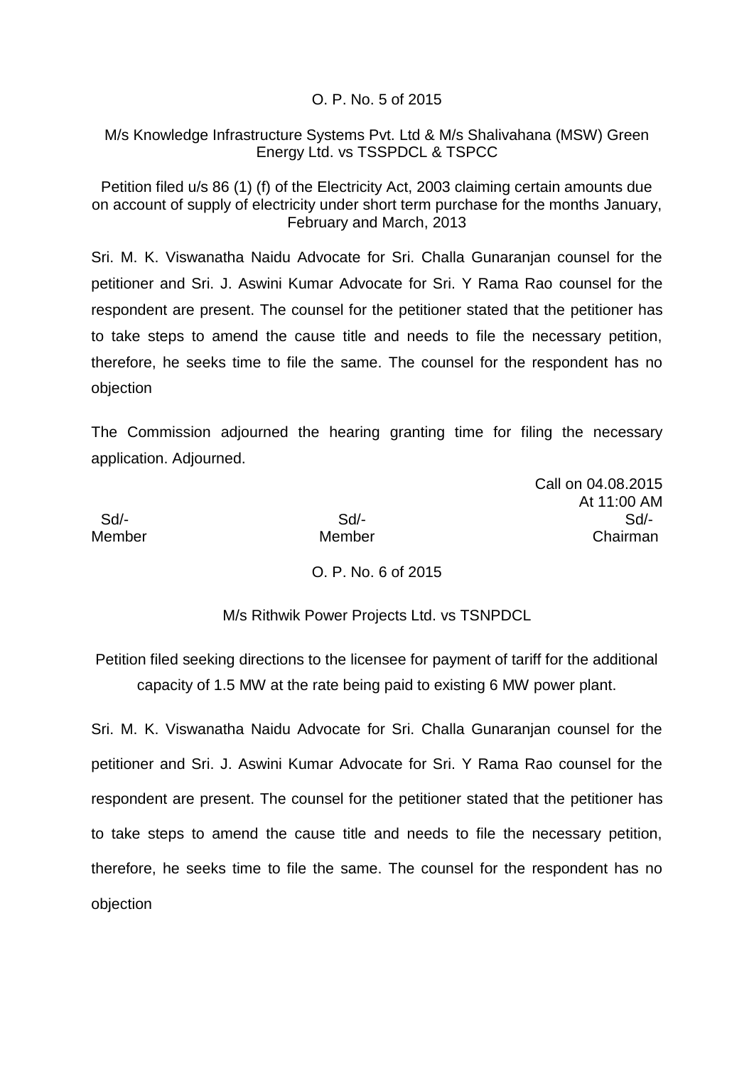O. P. No. 5 of 2015

M/s Knowledge Infrastructure Systems Pvt. Ltd & M/s Shalivahana (MSW) Green Energy Ltd. vs TSSPDCL & TSPCC

Petition filed u/s 86 (1) (f) of the Electricity Act, 2003 claiming certain amounts due on account of supply of electricity under short term purchase for the months January, February and March, 2013

Sri. M. K. Viswanatha Naidu Advocate for Sri. Challa Gunaranjan counsel for the petitioner and Sri. J. Aswini Kumar Advocate for Sri. Y Rama Rao counsel for the respondent are present. The counsel for the petitioner stated that the petitioner has to take steps to amend the cause title and needs to file the necessary petition, therefore, he seeks time to file the same. The counsel for the respondent has no objection

The Commission adjourned the hearing granting time for filing the necessary application. Adjourned.

Call on 04.08.2015
At 11:00 AM

| Sd/- | Sd/- | Sd/- |
|---|---|---|
| Member | Member | Chairman |

O. P. No. 6 of 2015

M/s Rithwik Power Projects Ltd. vs TSNPDCL

Petition filed seeking directions to the licensee for payment of tariff for the additional capacity of 1.5 MW at the rate being paid to existing 6 MW power plant.

Sri. M. K. Viswanatha Naidu Advocate for Sri. Challa Gunaranjan counsel for the petitioner and Sri. J. Aswini Kumar Advocate for Sri. Y Rama Rao counsel for the respondent are present. The counsel for the petitioner stated that the petitioner has to take steps to amend the cause title and needs to file the necessary petition, therefore, he seeks time to file the same. The counsel for the respondent has no objection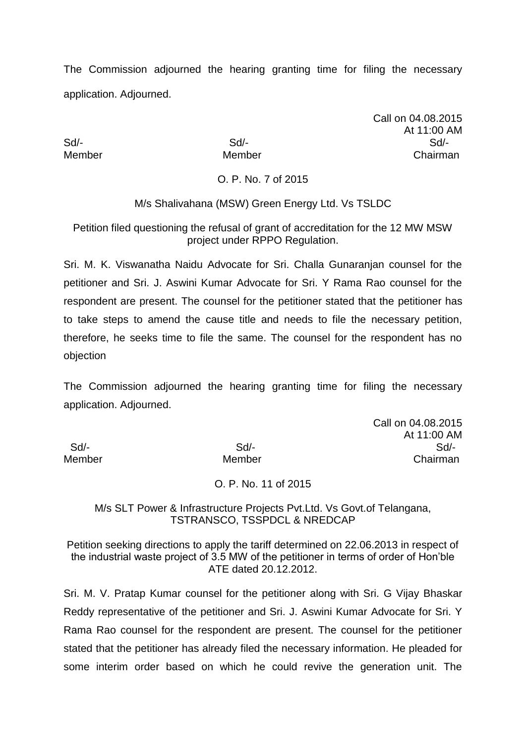The Commission adjourned the hearing granting time for filing the necessary application. Adjourned.

Call on 04.08.2015
At 11:00 AM

| Sd/- | Sd/- | Sd/- |
|---|---|---|
| Member | Member | Chairman |

O. P. No. 7 of 2015

M/s Shalivahana (MSW) Green Energy Ltd. Vs TSLDC

Petition filed questioning the refusal of grant of accreditation for the 12 MW MSW project under RPPO Regulation.

Sri. M. K. Viswanatha Naidu Advocate for Sri. Challa Gunaranjan counsel for the petitioner and Sri. J. Aswini Kumar Advocate for Sri. Y Rama Rao counsel for the respondent are present. The counsel for the petitioner stated that the petitioner has to take steps to amend the cause title and needs to file the necessary petition, therefore, he seeks time to file the same. The counsel for the respondent has no objection

The Commission adjourned the hearing granting time for filing the necessary application. Adjourned.

Call on 04.08.2015
At 11:00 AM

| Sd/- | Sd/- | Sd/- |
|---|---|---|
| Member | Member | Chairman |

O. P. No. 11 of 2015

M/s SLT Power & Infrastructure Projects Pvt.Ltd. Vs Govt.of Telangana, TSTRANSCO, TSSPDCL & NREDCAP

Petition seeking directions to apply the tariff determined on 22.06.2013 in respect of the industrial waste project of 3.5 MW of the petitioner in terms of order of Hon'ble ATE dated 20.12.2012.

Sri. M. V. Pratap Kumar counsel for the petitioner along with Sri. G Vijay Bhaskar Reddy representative of the petitioner and Sri. J. Aswini Kumar Advocate for Sri. Y Rama Rao counsel for the respondent are present. The counsel for the petitioner stated that the petitioner has already filed the necessary information. He pleaded for some interim order based on which he could revive the generation unit. The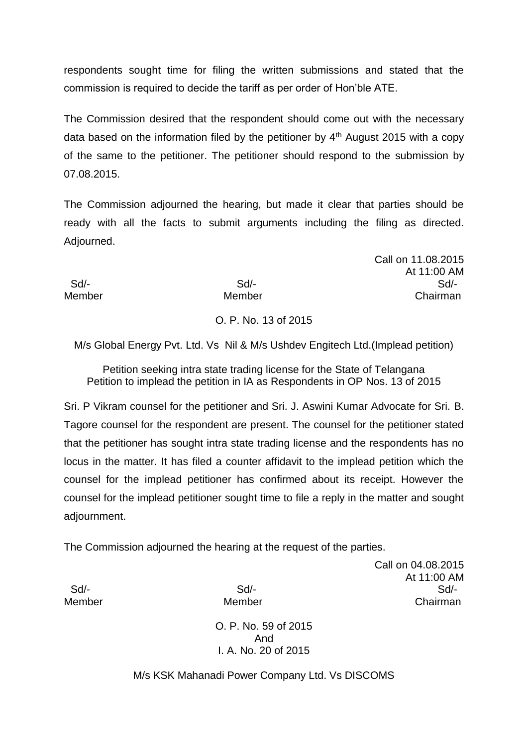respondents sought time for filing the written submissions and stated that the commission is required to decide the tariff as per order of Hon'ble ATE.

The Commission desired that the respondent should come out with the necessary data based on the information filed by the petitioner by 4th August 2015 with a copy of the same to the petitioner. The petitioner should respond to the submission by 07.08.2015.

The Commission adjourned the hearing, but made it clear that parties should be ready with all the facts to submit arguments including the filing as directed. Adjourned.

Call on 11.08.2015
At 11:00 AM

| Sd/- | Sd/- | Sd/- |
|---|---|---|
| Member | Member | Chairman |

O. P. No. 13 of 2015

M/s Global Energy Pvt. Ltd. Vs Nil & M/s Ushdev Engitech Ltd.(Implead petition)

Petition seeking intra state trading license for the State of Telangana
Petition to implead the petition in IA as Respondents in OP Nos. 13 of 2015

Sri. P Vikram counsel for the petitioner and Sri. J. Aswini Kumar Advocate for Sri. B. Tagore counsel for the respondent are present. The counsel for the petitioner stated that the petitioner has sought intra state trading license and the respondents has no locus in the matter. It has filed a counter affidavit to the implead petition which the counsel for the implead petitioner has confirmed about its receipt. However the counsel for the implead petitioner sought time to file a reply in the matter and sought adjournment.

The Commission adjourned the hearing at the request of the parties.

Call on 04.08.2015
At 11:00 AM

| Sd/- | Sd/- | Sd/- |
|---|---|---|
| Member | Member | Chairman |

O. P. No. 59 of 2015
And
I. A. No. 20 of 2015

M/s KSK Mahanadi Power Company Ltd. Vs DISCOMS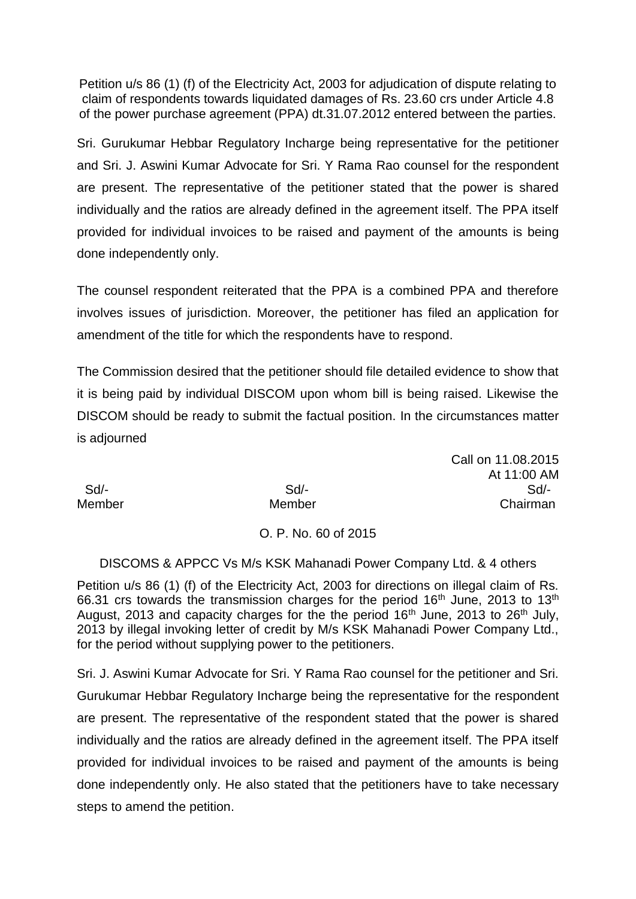Petition u/s 86 (1) (f) of the Electricity Act, 2003 for adjudication of dispute relating to claim of respondents towards liquidated damages of Rs. 23.60 crs under Article 4.8 of the power purchase agreement (PPA) dt.31.07.2012 entered between the parties.

Sri. Gurukumar Hebbar Regulatory Incharge being representative for the petitioner and Sri. J. Aswini Kumar Advocate for Sri. Y Rama Rao counsel for the respondent are present. The representative of the petitioner stated that the power is shared individually and the ratios are already defined in the agreement itself. The PPA itself provided for individual invoices to be raised and payment of the amounts is being done independently only.

The counsel respondent reiterated that the PPA is a combined PPA and therefore involves issues of jurisdiction. Moreover, the petitioner has filed an application for amendment of the title for which the respondents have to respond.

The Commission desired that the petitioner should file detailed evidence to show that it is being paid by individual DISCOM upon whom bill is being raised. Likewise the DISCOM should be ready to submit the factual position. In the circumstances matter is adjourned

Call on 11.08.2015
At 11:00 AM

| Sd/- | Sd/- | Sd/- |
|---|---|---|
| Member | Member | Chairman |

O. P. No. 60 of 2015

DISCOMS & APPCC Vs M/s KSK Mahanadi Power Company Ltd. & 4 others

Petition u/s 86 (1) (f) of the Electricity Act, 2003 for directions on illegal claim of Rs. 66.31 crs towards the transmission charges for the period 16th June, 2013 to 13th August, 2013 and capacity charges for the the period 16th June, 2013 to 26th July, 2013 by illegal invoking letter of credit by M/s KSK Mahanadi Power Company Ltd., for the period without supplying power to the petitioners.

Sri. J. Aswini Kumar Advocate for Sri. Y Rama Rao counsel for the petitioner and Sri. Gurukumar Hebbar Regulatory Incharge being the representative for the respondent are present. The representative of the respondent stated that the power is shared individually and the ratios are already defined in the agreement itself. The PPA itself provided for individual invoices to be raised and payment of the amounts is being done independently only. He also stated that the petitioners have to take necessary steps to amend the petition.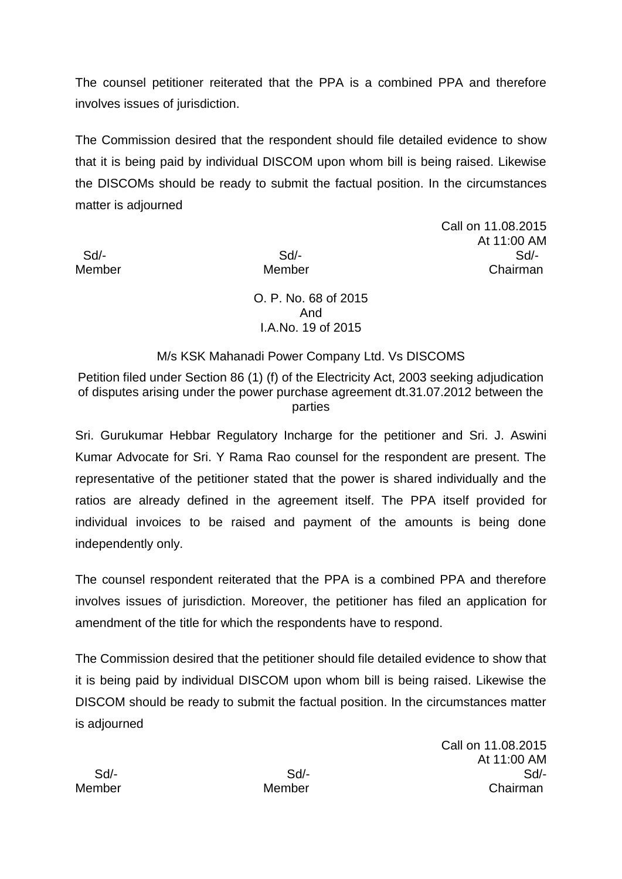The counsel petitioner reiterated that the PPA is a combined PPA and therefore involves issues of jurisdiction.

The Commission desired that the respondent should file detailed evidence to show that it is being paid by individual DISCOM upon whom bill is being raised. Likewise the DISCOMs should be ready to submit the factual position. In the circumstances matter is adjourned

Call on 11.08.2015
At 11:00 AM

| Sd/- | Sd/- | Sd/- |
|---|---|---|
| Member | Member | Chairman |

O. P. No. 68 of 2015
And
I.A.No. 19 of 2015

M/s KSK Mahanadi Power Company Ltd. Vs DISCOMS

Petition filed under Section 86 (1) (f) of the Electricity Act, 2003 seeking adjudication of disputes arising under the power purchase agreement dt.31.07.2012 between the parties

Sri. Gurukumar Hebbar Regulatory Incharge for the petitioner and Sri. J. Aswini Kumar Advocate for Sri. Y Rama Rao counsel for the respondent are present. The representative of the petitioner stated that the power is shared individually and the ratios are already defined in the agreement itself. The PPA itself provided for individual invoices to be raised and payment of the amounts is being done independently only.

The counsel respondent reiterated that the PPA is a combined PPA and therefore involves issues of jurisdiction. Moreover, the petitioner has filed an application for amendment of the title for which the respondents have to respond.

The Commission desired that the petitioner should file detailed evidence to show that it is being paid by individual DISCOM upon whom bill is being raised. Likewise the DISCOM should be ready to submit the factual position. In the circumstances matter is adjourned

Call on 11.08.2015
At 11:00 AM

| Sd/- | Sd/- | Sd/- |
|---|---|---|
| Member | Member | Chairman |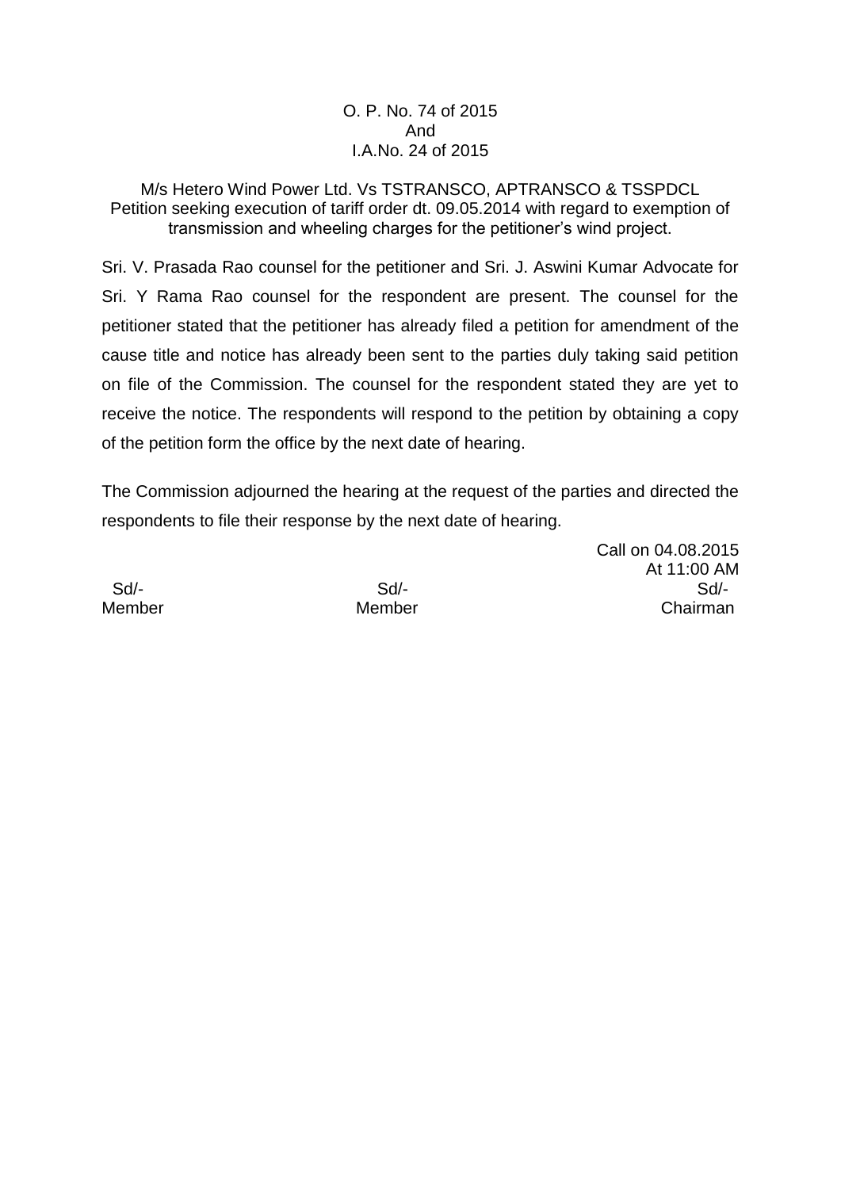O. P. No. 74 of 2015
And
I.A.No. 24 of 2015

M/s Hetero Wind Power Ltd. Vs TSTRANSCO, APTRANSCO & TSSPDCL
Petition seeking execution of tariff order dt. 09.05.2014 with regard to exemption of transmission and wheeling charges for the petitioner's wind project.

Sri. V. Prasada Rao counsel for the petitioner and Sri. J. Aswini Kumar Advocate for Sri. Y Rama Rao counsel for the respondent are present. The counsel for the petitioner stated that the petitioner has already filed a petition for amendment of the cause title and notice has already been sent to the parties duly taking said petition on file of the Commission. The counsel for the respondent stated they are yet to receive the notice. The respondents will respond to the petition by obtaining a copy of the petition form the office by the next date of hearing.

The Commission adjourned the hearing at the request of the parties and directed the respondents to file their response by the next date of hearing.

Call on 04.08.2015
At 11:00 AM

| Sd/- | Sd/- | Sd/- |
|---|---|---|
| Member | Member | Chairman |